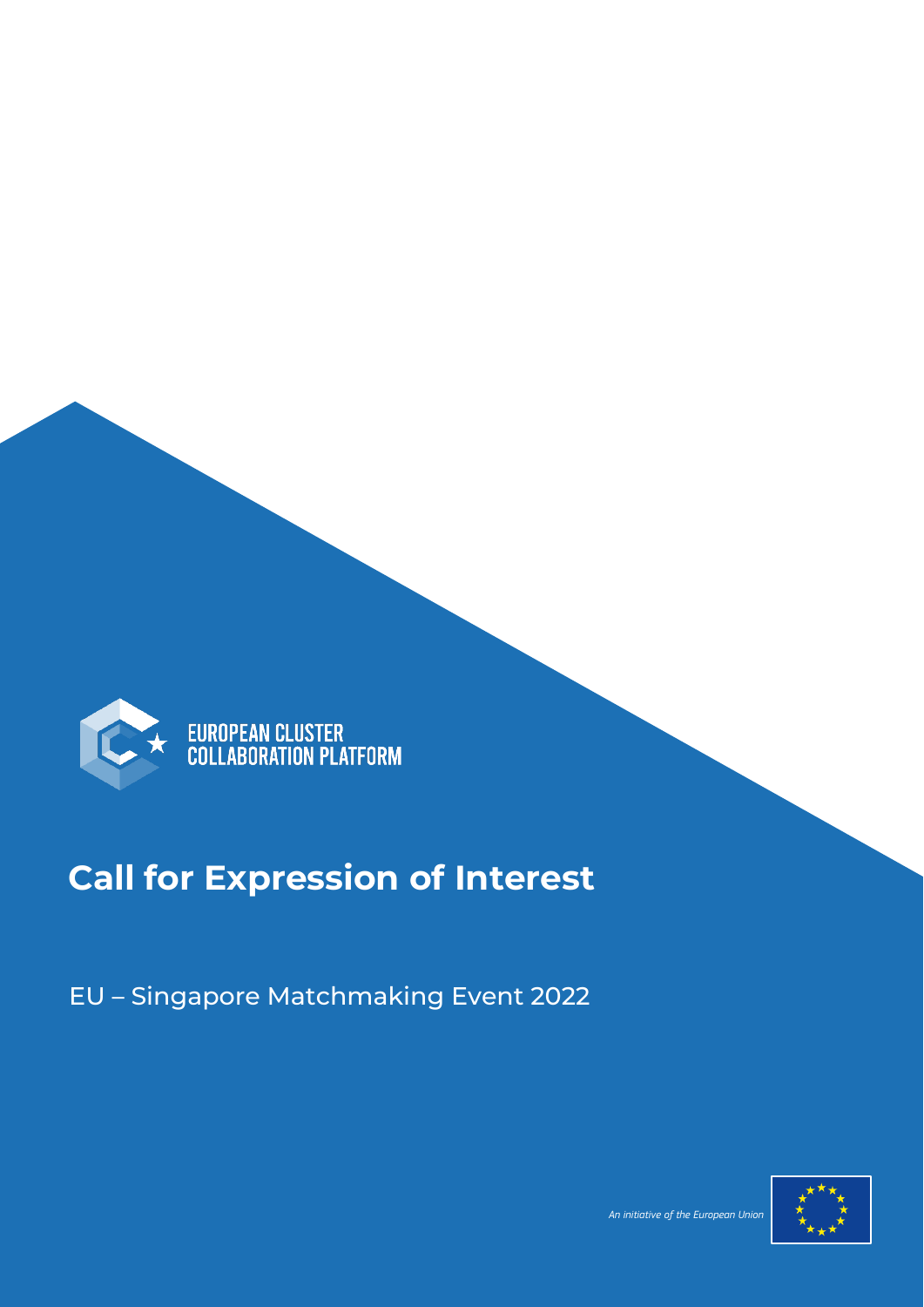EUROPEAN CLUSTER COLLABORATION PLATFORM

# Call for Expression of Interest

## EU – Singapore Matchmaking Event 2022

*An initiative of the European Union*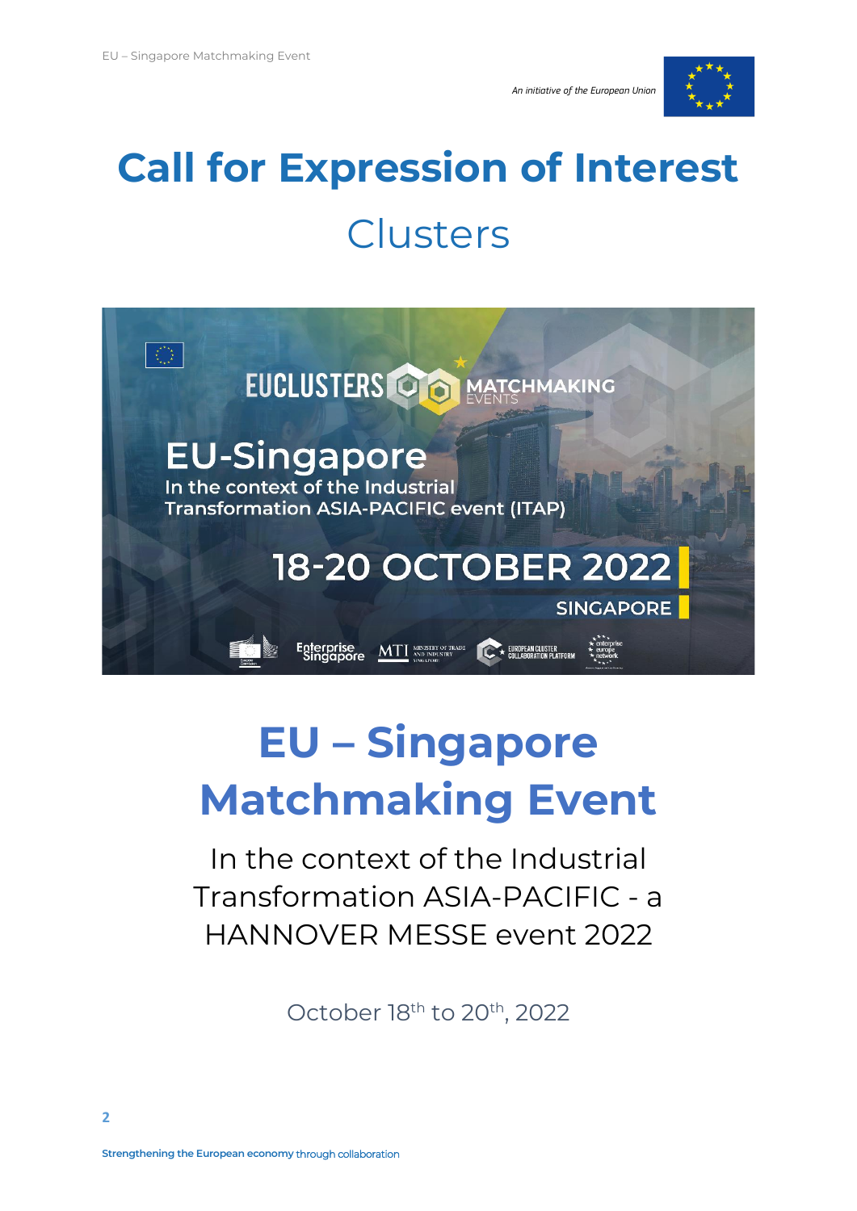# Call for Expression of Interest

## Clusters

# EU – Singapore Matchmaking Event

In the context of the Industrial Transformation ASIA-PACIFIC - a HANNOVER MESSE event 2022

October 18th to 20th, 2022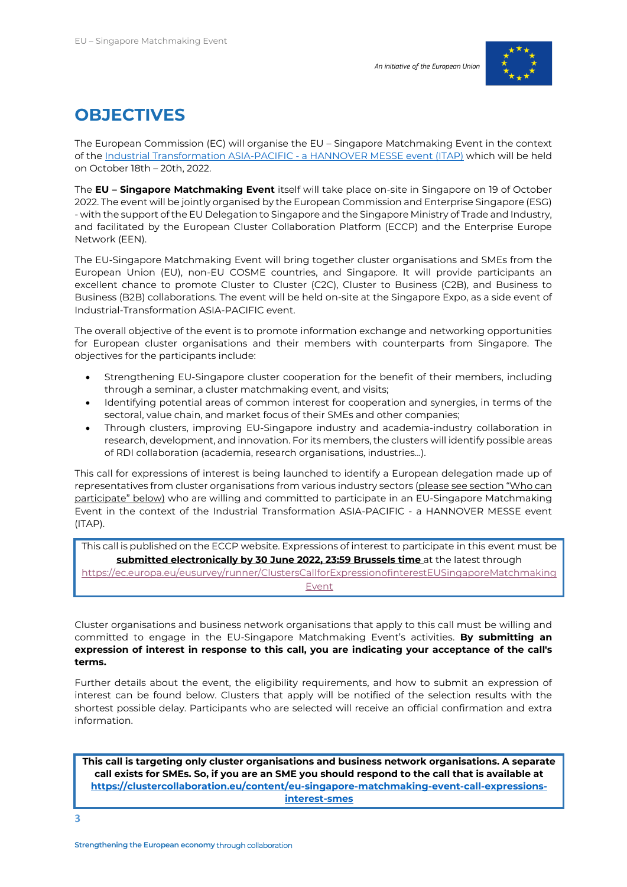# OBJECTIVES

The European Commission (EC) will organise the EU – Singapore Matchmaking Event in the context of the [Industrial Transformation ASIA-PACIFIC - a HANNOVER MESSE event (ITAP)](#) which will be held on October 18th – 20th, 2022.

The **EU – Singapore Matchmaking Event** itself will take place on-site in Singapore on 19 of October 2022. The event will be jointly organised by the European Commission and Enterprise Singapore (ESG) - with the support of the EU Delegation to Singapore and the Singapore Ministry of Trade and Industry, and facilitated by the European Cluster Collaboration Platform (ECCP) and the Enterprise Europe Network (EEN).

The EU-Singapore Matchmaking Event will bring together cluster organisations and SMEs from the European Union (EU), non-EU COSME countries, and Singapore. It will provide participants an excellent chance to promote Cluster to Cluster (C2C), Cluster to Business (C2B), and Business to Business (B2B) collaborations. The event will be held on-site at the Singapore Expo, as a side event of Industrial-Transformation ASIA-PACIFIC event.

The overall objective of the event is to promote information exchange and networking opportunities for European cluster organisations and their members with counterparts from Singapore. The objectives for the participants include:

- Strengthening EU-Singapore cluster cooperation for the benefit of their members, including through a seminar, a cluster matchmaking event, and visits;
- Identifying potential areas of common interest for cooperation and synergies, in terms of the sectoral, value chain, and market focus of their SMEs and other companies;
- Through clusters, improving EU-Singapore industry and academia-industry collaboration in research, development, and innovation. For its members, the clusters will identify possible areas of RDI collaboration (academia, research organisations, industries…).

This call for expressions of interest is being launched to identify a European delegation made up of representatives from cluster organisations from various industry sectors (please see section "Who can participate" below) who are willing and committed to participate in an EU-Singapore Matchmaking Event in the context of the Industrial Transformation ASIA-PACIFIC - a HANNOVER MESSE event (ITAP).

> This call is published on the ECCP website. Expressions of interest to participate in this event must be **submitted electronically by 30 June 2022, 23:59 Brussels time** at the latest through https://ec.europa.eu/eusurvey/runner/ClustersCallforExpressionofinterestEUSingaporeMatchmakingEvent

Cluster organisations and business network organisations that apply to this call must be willing and committed to engage in the EU-Singapore Matchmaking Event's activities. **By submitting an expression of interest in response to this call, you are indicating your acceptance of the call's terms.**

Further details about the event, the eligibility requirements, and how to submit an expression of interest can be found below. Clusters that apply will be notified of the selection results with the shortest possible delay. Participants who are selected will receive an official confirmation and extra information.

> **This call is targeting only cluster organisations and business network organisations. A separate call exists for SMEs. So, if you are an SME you should respond to the call that is available at https://clustercollaboration.eu/content/eu-singapore-matchmaking-event-call-expressions-interest-smes**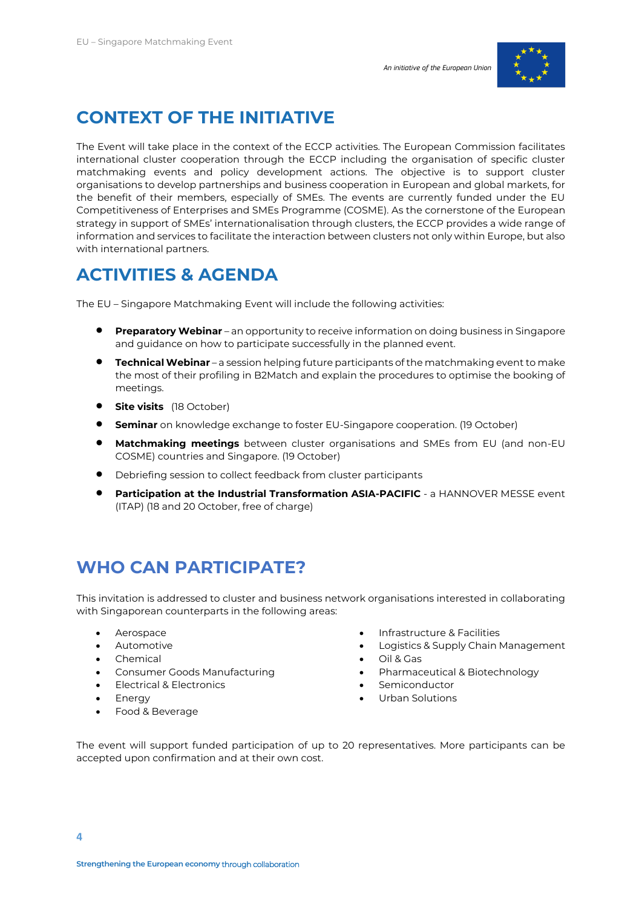## CONTEXT OF THE INITIATIVE

The Event will take place in the context of the ECCP activities. The European Commission facilitates international cluster cooperation through the ECCP including the organisation of specific cluster matchmaking events and policy development actions. The objective is to support cluster organisations to develop partnerships and business cooperation in European and global markets, for the benefit of their members, especially of SMEs. The events are currently funded under the EU Competitiveness of Enterprises and SMEs Programme (COSME). As the cornerstone of the European strategy in support of SMEs' internationalisation through clusters, the ECCP provides a wide range of information and services to facilitate the interaction between clusters not only within Europe, but also with international partners.

## ACTIVITIES & AGENDA

The EU – Singapore Matchmaking Event will include the following activities:

- **Preparatory Webinar** – an opportunity to receive information on doing business in Singapore and guidance on how to participate successfully in the planned event.
- **Technical Webinar** – a session helping future participants of the matchmaking event to make the most of their profiling in B2Match and explain the procedures to optimise the booking of meetings.
- **Site visits** (18 October)
- **Seminar** on knowledge exchange to foster EU-Singapore cooperation. (19 October)
- **Matchmaking meetings** between cluster organisations and SMEs from EU (and non-EU COSME) countries and Singapore. (19 October)
- Debriefing session to collect feedback from cluster participants
- **Participation at the Industrial Transformation ASIA-PACIFIC** - a HANNOVER MESSE event (ITAP) (18 and 20 October, free of charge)

## WHO CAN PARTICIPATE?

This invitation is addressed to cluster and business network organisations interested in collaborating with Singaporean counterparts in the following areas:

- Aerospace
- Automotive
- Chemical
- Consumer Goods Manufacturing
- Electrical & Electronics
- Energy
- Food & Beverage
- Infrastructure & Facilities
- Logistics & Supply Chain Management
- Oil & Gas
- Pharmaceutical & Biotechnology
- Semiconductor
- Urban Solutions

The event will support funded participation of up to 20 representatives. More participants can be accepted upon confirmation and at their own cost.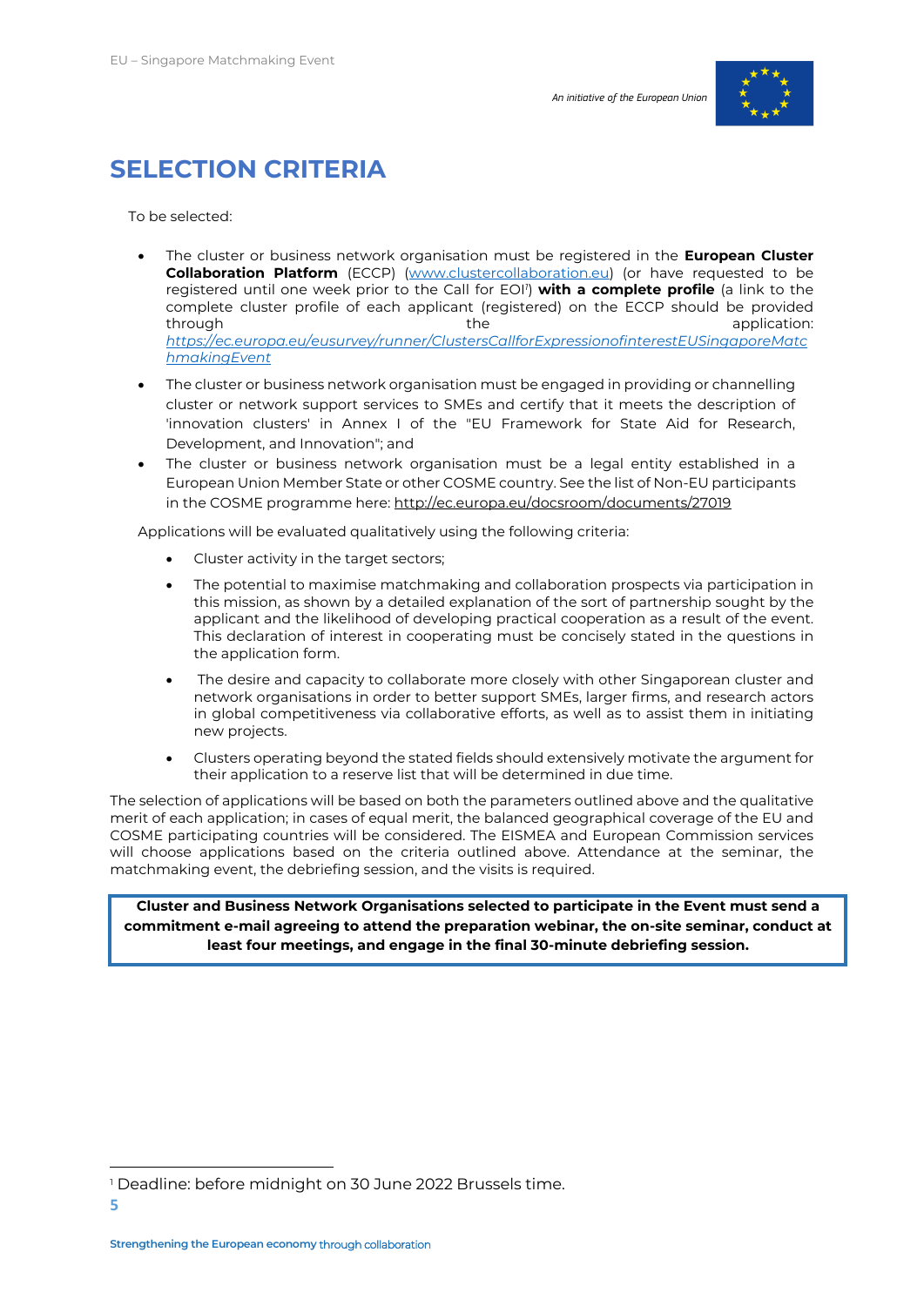# SELECTION CRITERIA

To be selected:

- The cluster or business network organisation must be registered in the **European Cluster Collaboration Platform** (ECCP) ([www.clustercollaboration.eu](www.clustercollaboration.eu)) (or have requested to be registered until one week prior to the Call for EOI[1]) **with a complete profile** (a link to the complete cluster profile of each applicant (registered) on the ECCP should be provided through the application: *https://ec.europa.eu/eusurvey/runner/ClustersCallforExpressionofinterestEUSingaporeMatchmakingEvent*)
- The cluster or business network organisation must be engaged in providing or channelling cluster or network support services to SMEs and certify that it meets the description of 'innovation clusters' in Annex I of the "EU Framework for State Aid for Research, Development, and Innovation"; and
- The cluster or business network organisation must be a legal entity established in a European Union Member State or other COSME country. See the list of Non-EU participants in the COSME programme here: http://ec.europa.eu/docsroom/documents/27019

Applications will be evaluated qualitatively using the following criteria:

- Cluster activity in the target sectors;
- The potential to maximise matchmaking and collaboration prospects via participation in this mission, as shown by a detailed explanation of the sort of partnership sought by the applicant and the likelihood of developing practical cooperation as a result of the event. This declaration of interest in cooperating must be concisely stated in the questions in the application form.
- The desire and capacity to collaborate more closely with other Singaporean cluster and network organisations in order to better support SMEs, larger firms, and research actors in global competitiveness via collaborative efforts, as well as to assist them in initiating new projects.
- Clusters operating beyond the stated fields should extensively motivate the argument for their application to a reserve list that will be determined in due time.

The selection of applications will be based on both the parameters outlined above and the qualitative merit of each application; in cases of equal merit, the balanced geographical coverage of the EU and COSME participating countries will be considered. The EISMEA and European Commission services will choose applications based on the criteria outlined above. Attendance at the seminar, the matchmaking event, the debriefing session, and the visits is required.

**Cluster and Business Network Organisations selected to participate in the Event must send a commitment e-mail agreeing to attend the preparation webinar, the on-site seminar, conduct at least four meetings, and engage in the final 30-minute debriefing session.**

[1] Deadline: before midnight on 30 June 2022 Brussels time.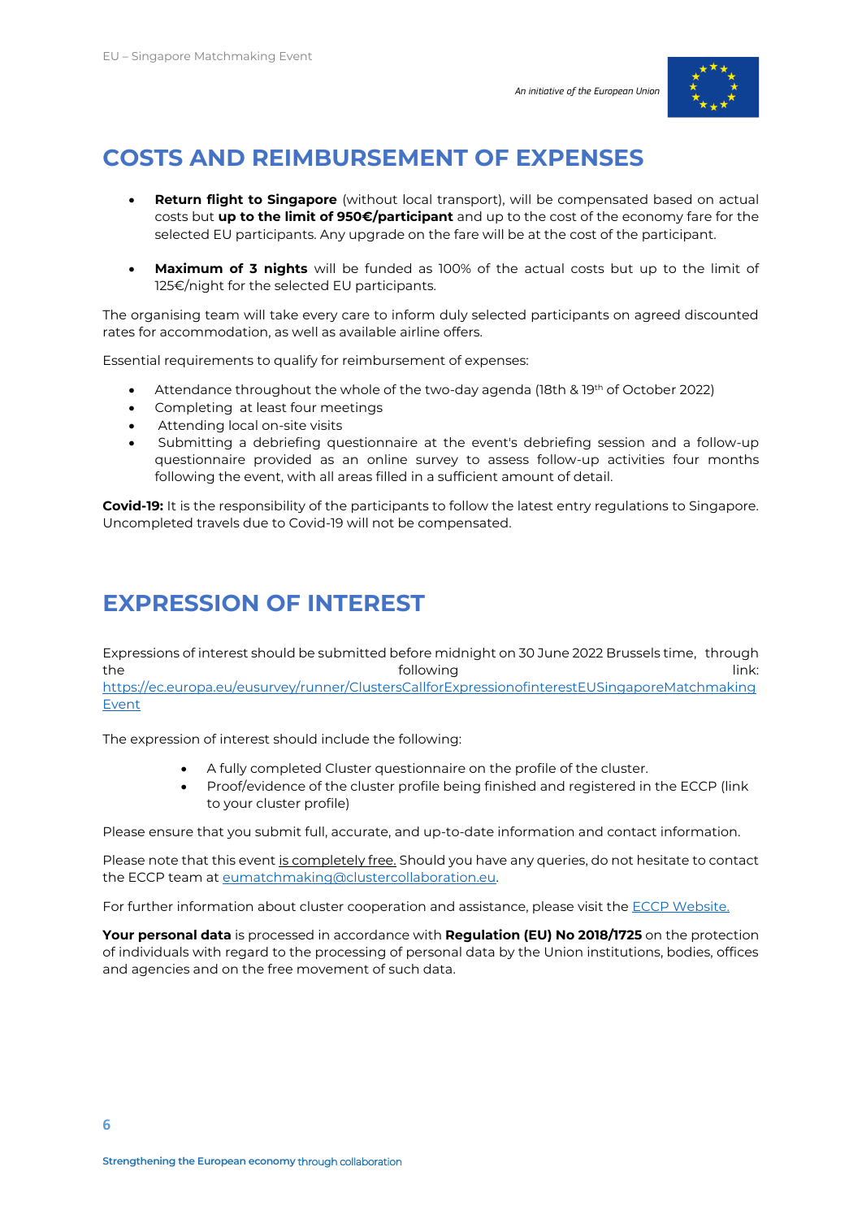# COSTS AND REIMBURSEMENT OF EXPENSES

- **Return flight to Singapore** (without local transport), will be compensated based on actual costs but **up to the limit of 950€/participant** and up to the cost of the economy fare for the selected EU participants. Any upgrade on the fare will be at the cost of the participant.

- **Maximum of 3 nights** will be funded as 100% of the actual costs but up to the limit of 125€/night for the selected EU participants.

The organising team will take every care to inform duly selected participants on agreed discounted rates for accommodation, as well as available airline offers.

Essential requirements to qualify for reimbursement of expenses:

- Attendance throughout the whole of the two-day agenda (18th & 19th of October 2022)
- Completing at least four meetings
- Attending local on-site visits
- Submitting a debriefing questionnaire at the event's debriefing session and a follow-up questionnaire provided as an online survey to assess follow-up activities four months following the event, with all areas filled in a sufficient amount of detail.

**Covid-19:** It is the responsibility of the participants to follow the latest entry regulations to Singapore. Uncompleted travels due to Covid-19 will not be compensated.

# EXPRESSION OF INTEREST

Expressions of interest should be submitted before midnight on 30 June 2022 Brussels time, through the following link: [https://ec.europa.eu/eusurvey/runner/ClustersCallforExpressionofinterestEUSingaporeMatchmakingEvent](https://ec.europa.eu/eusurvey/runner/ClustersCallforExpressionofinterestEUSingaporeMatchmakingEvent)

The expression of interest should include the following:

- A fully completed Cluster questionnaire on the profile of the cluster.
- Proof/evidence of the cluster profile being finished and registered in the ECCP (link to your cluster profile)

Please ensure that you submit full, accurate, and up-to-date information and contact information.

Please note that this event is completely free. Should you have any queries, do not hesitate to contact the ECCP team at eumatchmaking@clustercollaboration.eu.

For further information about cluster cooperation and assistance, please visit the ECCP Website.

**Your personal data** is processed in accordance with **Regulation (EU) No 2018/1725** on the protection of individuals with regard to the processing of personal data by the Union institutions, bodies, offices and agencies and on the free movement of such data.